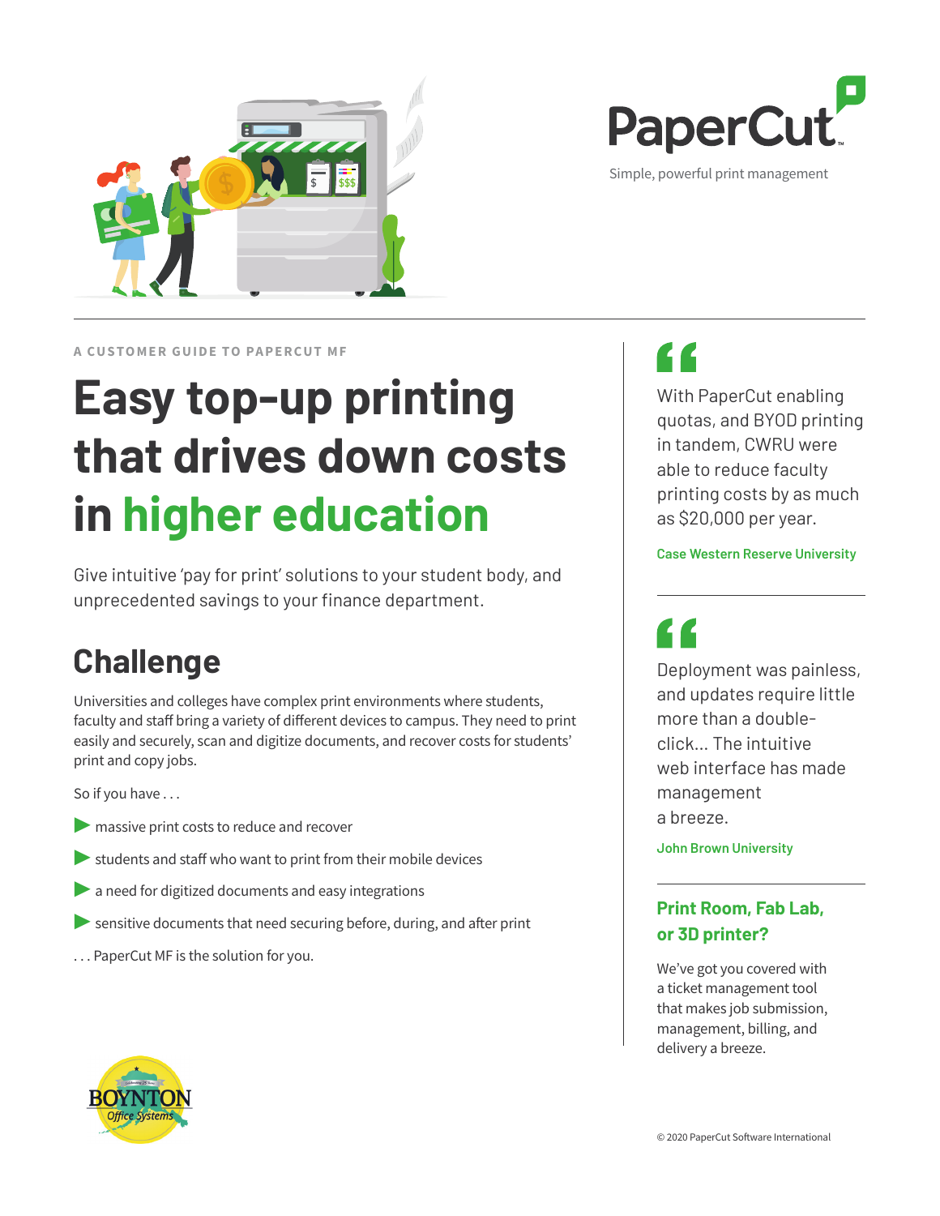PaperCut

Simple, powerful print management

A CUSTOMER GUIDE TO PAPERCUT MF

# Easy top-up printing that drives down costs in higher education

Give intuitive 'pay for print' solutions to your student body, and unprecedented savings to your finance department.

## Challenge

Universities and colleges have complex print environments where students, faculty and staff bring a variety of different devices to campus. They need to print easily and securely, scan and digitize documents, and recover costs for students' print and copy jobs.

So if you have . . .

- massive print costs to reduce and recover
- students and staff who want to print from their mobile devices
- a need for digitized documents and easy integrations
- sensitive documents that need securing before, during, and after print

. . . PaperCut MF is the solution for you.

> With PaperCut enabling quotas, and BYOD printing in tandem, CWRU were able to reduce faculty printing costs by as much as $20,000 per year.
>
> **Case Western Reserve University**

> Deployment was painless, and updates require little more than a double-click... The intuitive web interface has made management a breeze.
>
> **John Brown University**

### Print Room, Fab Lab, or 3D printer?

We've got you covered with a ticket management tool that makes job submission, management, billing, and delivery a breeze.

BOYNTON Office Systems

© 2020 PaperCut Software International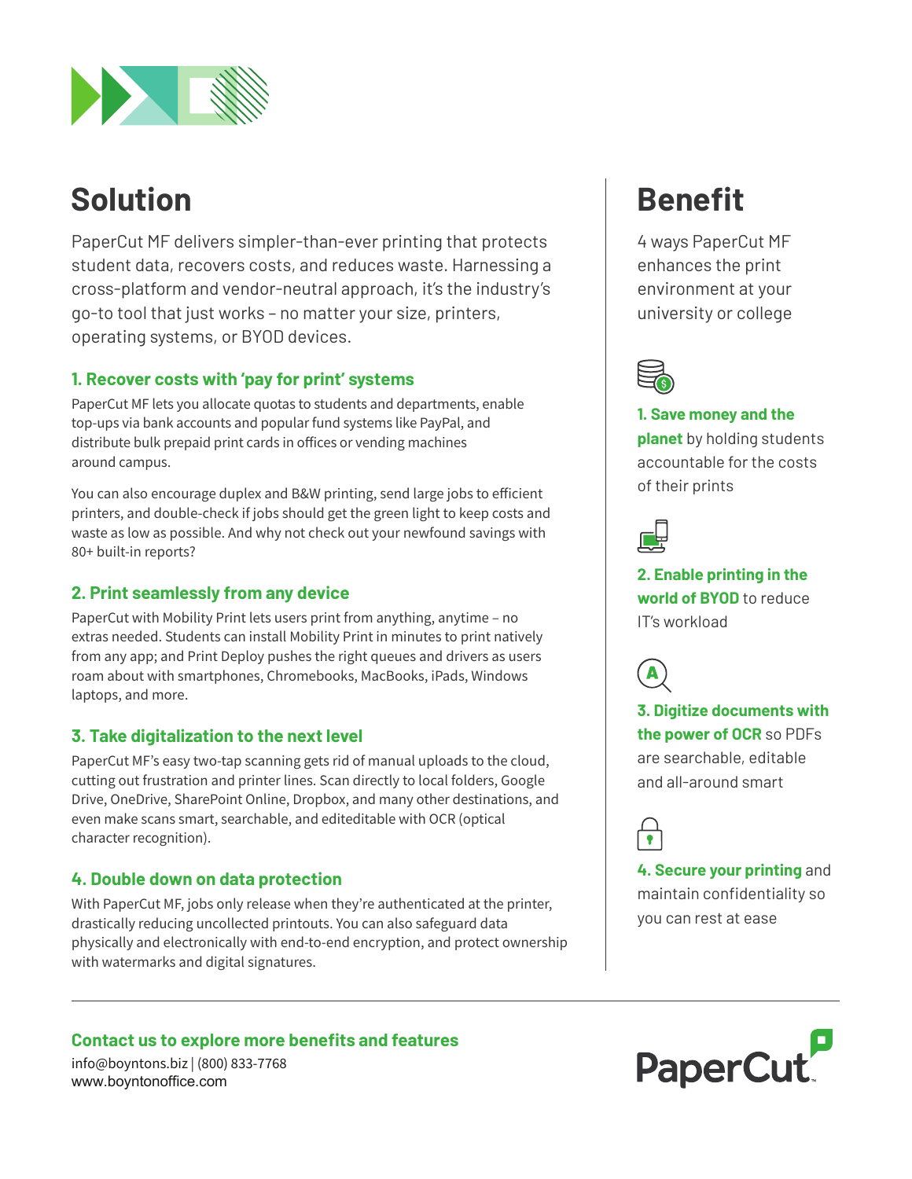# Solution

PaperCut MF delivers simpler-than-ever printing that protects student data, recovers costs, and reduces waste. Harnessing a cross-platform and vendor-neutral approach, it's the industry's go-to tool that just works – no matter your size, printers, operating systems, or BYOD devices.

### 1. Recover costs with 'pay for print' systems

PaperCut MF lets you allocate quotas to students and departments, enable top-ups via bank accounts and popular fund systems like PayPal, and distribute bulk prepaid print cards in offices or vending machines around campus.

You can also encourage duplex and B&W printing, send large jobs to efficient printers, and double-check if jobs should get the green light to keep costs and waste as low as possible. And why not check out your newfound savings with 80+ built-in reports?

### 2. Print seamlessly from any device

PaperCut with Mobility Print lets users print from anything, anytime – no extras needed. Students can install Mobility Print in minutes to print natively from any app; and Print Deploy pushes the right queues and drivers as users roam about with smartphones, Chromebooks, MacBooks, iPads, Windows laptops, and more.

### 3. Take digitalization to the next level

PaperCut MF's easy two-tap scanning gets rid of manual uploads to the cloud, cutting out frustration and printer lines. Scan directly to local folders, Google Drive, OneDrive, SharePoint Online, Dropbox, and many other destinations, and even make scans smart, searchable, and editeditable with OCR (optical character recognition).

### 4. Double down on data protection

With PaperCut MF, jobs only release when they're authenticated at the printer, drastically reducing uncollected printouts. You can also safeguard data physically and electronically with end-to-end encryption, and protect ownership with watermarks and digital signatures.

# Benefit

4 ways PaperCut MF enhances the print environment at your university or college

**1. Save money and the planet** by holding students accountable for the costs of their prints

**2. Enable printing in the world of BYOD** to reduce IT's workload

**3. Digitize documents with the power of OCR** so PDFs are searchable, editable and all-around smart

**4. Secure your printing** and maintain confidentiality so you can rest at ease

### Contact us to explore more benefits and features

info@boyntons.biz | (800) 833-7768
www.boyntonoffice.com

PaperCut